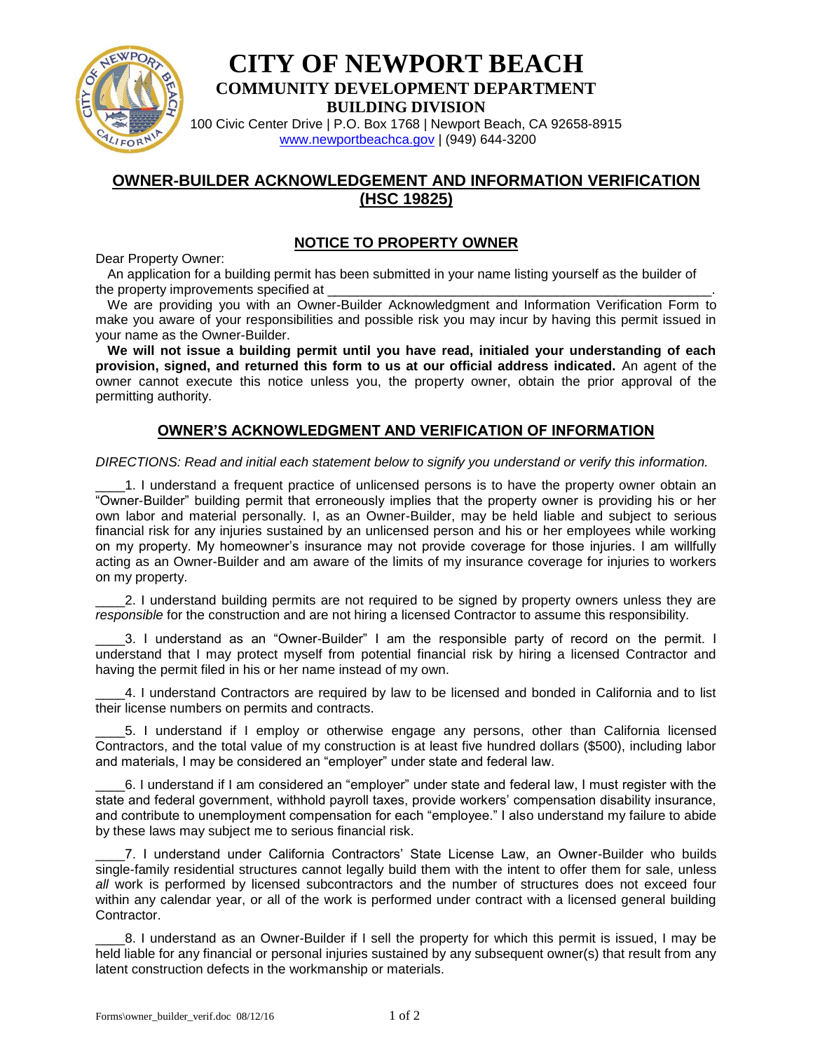# CITY OF NEWPORT BEACH

## COMMUNITY DEVELOPMENT DEPARTMENT

### BUILDING DIVISION

100 Civic Center Drive | P.O. Box 1768 | Newport Beach, CA 92658-8915
www.newportbeachca.gov | (949) 644-3200

## OWNER-BUILDER ACKNOWLEDGEMENT AND INFORMATION VERIFICATION (HSC 19825)

### NOTICE TO PROPERTY OWNER

Dear Property Owner:

An application for a building permit has been submitted in your name listing yourself as the builder of the property improvements specified at ______________________________________________________.

We are providing you with an Owner-Builder Acknowledgment and Information Verification Form to make you aware of your responsibilities and possible risk you may incur by having this permit issued in your name as the Owner-Builder.

**We will not issue a building permit until you have read, initialed your understanding of each provision, signed, and returned this form to us at our official address indicated.** An agent of the owner cannot execute this notice unless you, the property owner, obtain the prior approval of the permitting authority.

### OWNER'S ACKNOWLEDGMENT AND VERIFICATION OF INFORMATION

*DIRECTIONS: Read and initial each statement below to signify you understand or verify this information.*

____1. I understand a frequent practice of unlicensed persons is to have the property owner obtain an "Owner-Builder" building permit that erroneously implies that the property owner is providing his or her own labor and material personally. I, as an Owner-Builder, may be held liable and subject to serious financial risk for any injuries sustained by an unlicensed person and his or her employees while working on my property. My homeowner's insurance may not provide coverage for those injuries. I am willfully acting as an Owner-Builder and am aware of the limits of my insurance coverage for injuries to workers on my property.

____2. I understand building permits are not required to be signed by property owners unless they are *responsible* for the construction and are not hiring a licensed Contractor to assume this responsibility.

____3. I understand as an "Owner-Builder" I am the responsible party of record on the permit. I understand that I may protect myself from potential financial risk by hiring a licensed Contractor and having the permit filed in his or her name instead of my own.

____4. I understand Contractors are required by law to be licensed and bonded in California and to list their license numbers on permits and contracts.

____5. I understand if I employ or otherwise engage any persons, other than California licensed Contractors, and the total value of my construction is at least five hundred dollars ($500), including labor and materials, I may be considered an "employer" under state and federal law.

____6. I understand if I am considered an "employer" under state and federal law, I must register with the state and federal government, withhold payroll taxes, provide workers' compensation disability insurance, and contribute to unemployment compensation for each "employee." I also understand my failure to abide by these laws may subject me to serious financial risk.

____7. I understand under California Contractors' State License Law, an Owner-Builder who builds single-family residential structures cannot legally build them with the intent to offer them for sale, unless *all* work is performed by licensed subcontractors and the number of structures does not exceed four within any calendar year, or all of the work is performed under contract with a licensed general building Contractor.

____8. I understand as an Owner-Builder if I sell the property for which this permit is issued, I may be held liable for any financial or personal injuries sustained by any subsequent owner(s) that result from any latent construction defects in the workmanship or materials.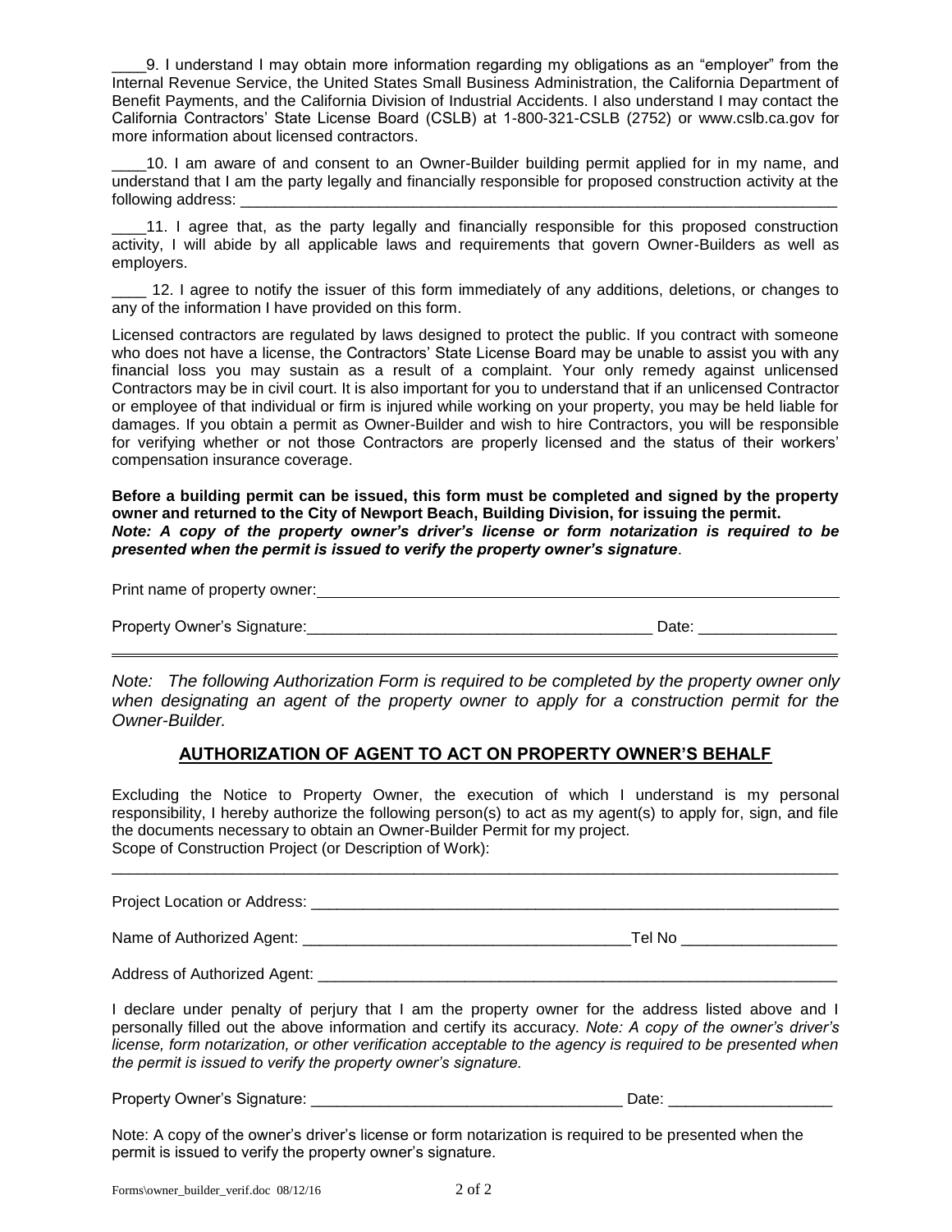____9. I understand I may obtain more information regarding my obligations as an "employer" from the Internal Revenue Service, the United States Small Business Administration, the California Department of Benefit Payments, and the California Division of Industrial Accidents. I also understand I may contact the California Contractors' State License Board (CSLB) at 1-800-321-CSLB (2752) or www.cslb.ca.gov for more information about licensed contractors.

____10. I am aware of and consent to an Owner-Builder building permit applied for in my name, and understand that I am the party legally and financially responsible for proposed construction activity at the following address: ___________________________________________________________________

____11. I agree that, as the party legally and financially responsible for this proposed construction activity, I will abide by all applicable laws and requirements that govern Owner-Builders as well as employers.

____ 12. I agree to notify the issuer of this form immediately of any additions, deletions, or changes to any of the information I have provided on this form.

Licensed contractors are regulated by laws designed to protect the public. If you contract with someone who does not have a license, the Contractors' State License Board may be unable to assist you with any financial loss you may sustain as a result of a complaint. Your only remedy against unlicensed Contractors may be in civil court. It is also important for you to understand that if an unlicensed Contractor or employee of that individual or firm is injured while working on your property, you may be held liable for damages. If you obtain a permit as Owner-Builder and wish to hire Contractors, you will be responsible for verifying whether or not those Contractors are properly licensed and the status of their workers' compensation insurance coverage.

**Before a building permit can be issued, this form must be completed and signed by the property owner and returned to the City of Newport Beach, Building Division, for issuing the permit.**
***Note: A copy of the property owner's driver's license or form notarization is required to be presented when the permit is issued to verify the property owner's signature***.

Print name of property owner: ___________________________________________________________

Property Owner's Signature: ________________________________________ Date: ________________

---

*Note: The following Authorization Form is required to be completed by the property owner only when designating an agent of the property owner to apply for a construction permit for the Owner-Builder.*

## AUTHORIZATION OF AGENT TO ACT ON PROPERTY OWNER'S BEHALF

Excluding the Notice to Property Owner, the execution of which I understand is my personal responsibility, I hereby authorize the following person(s) to act as my agent(s) to apply for, sign, and file the documents necessary to obtain an Owner-Builder Permit for my project.
Scope of Construction Project (or Description of Work):

_______________________________________________________________________________________

Project Location or Address: _______________________________________________________________

Name of Authorized Agent: ______________________________________Tel No __________________

Address of Authorized Agent: _______________________________________________________________

I declare under penalty of perjury that I am the property owner for the address listed above and I personally filled out the above information and certify its accuracy. *Note: A copy of the owner's driver's license, form notarization, or other verification acceptable to the agency is required to be presented when the permit is issued to verify the property owner's signature.*

Property Owner's Signature: ____________________________________ Date: ___________________

Note: A copy of the owner's driver's license or form notarization is required to be presented when the permit is issued to verify the property owner's signature.

Forms\owner_builder_verif.doc 08/12/16